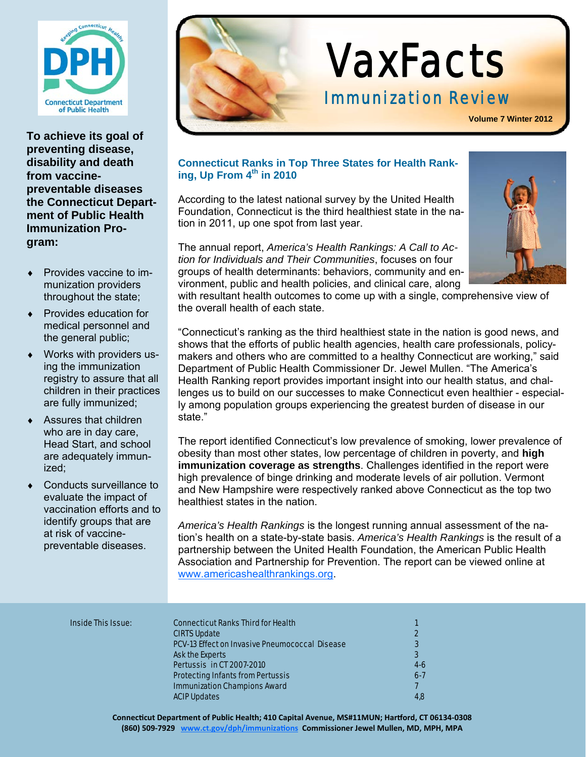# VaxFacts

## Immunization Review

Volume 7 Winter 2012

**To achieve its goal of preventing disease, disability and death from vaccine-preventable diseases the Connecticut Department of Public Health Immunization Program:**

- Provides vaccine to immunization providers throughout the state;
- Provides education for medical personnel and the general public;
- Works with providers using the immunization registry to assure that all children in their practices are fully immunized;
- Assures that children who are in day care, Head Start, and school are adequately immunized;
- Conducts surveillance to evaluate the impact of vaccination efforts and to identify groups that are at risk of vaccine-preventable diseases.

### Connecticut Ranks in Top Three States for Health Ranking, Up From 4th in 2010

According to the latest national survey by the United Health Foundation, Connecticut is the third healthiest state in the nation in 2011, up one spot from last year.

The annual report, *America's Health Rankings: A Call to Action for Individuals and Their Communities*, focuses on four groups of health determinants: behaviors, community and environment, public and health policies, and clinical care, along with resultant health outcomes to come up with a single, comprehensive view of the overall health of each state.

"Connecticut's ranking as the third healthiest state in the nation is good news, and shows that the efforts of public health agencies, health care professionals, policy-makers and others who are committed to a healthy Connecticut are working," said Department of Public Health Commissioner Dr. Jewel Mullen. "The America's Health Ranking report provides important insight into our health status, and challenges us to build on our successes to make Connecticut even healthier - especially among population groups experiencing the greatest burden of disease in our state."

The report identified Connecticut's low prevalence of smoking, lower prevalence of obesity than most other states, low percentage of children in poverty, and **high immunization coverage as strengths**. Challenges identified in the report were high prevalence of binge drinking and moderate levels of air pollution. Vermont and New Hampshire were respectively ranked above Connecticut as the top two healthiest states in the nation.

*America's Health Rankings* is the longest running annual assessment of the nation's health on a state-by-state basis. *America's Health Rankings* is the result of a partnership between the United Health Foundation, the American Public Health Association and Partnership for Prevention. The report can be viewed online at www.americashealthrankings.org.

**Inside This Issue:**

| Article | Page |
|---|---|
| Connecticut Ranks Third for Health | 1 |
| CIRTS Update | 2 |
| PCV-13 Effect on Invasive Pneumococcal Disease | 3 |
| Ask the Experts | 3 |
| Pertussis in CT 2007-2010 | 4-6 |
| Protecting Infants from Pertussis | 6-7 |
| Immunization Champions Award | 7 |
| ACIP Updates | 4,8 |

**Connecticut Department of Public Health; 410 Capital Avenue, MS#11MUN; Hartford, CT 06134-0308**
**(860) 509-7929 www.ct.gov/dph/immunizations Commissioner Jewel Mullen, MD, MPH, MPA**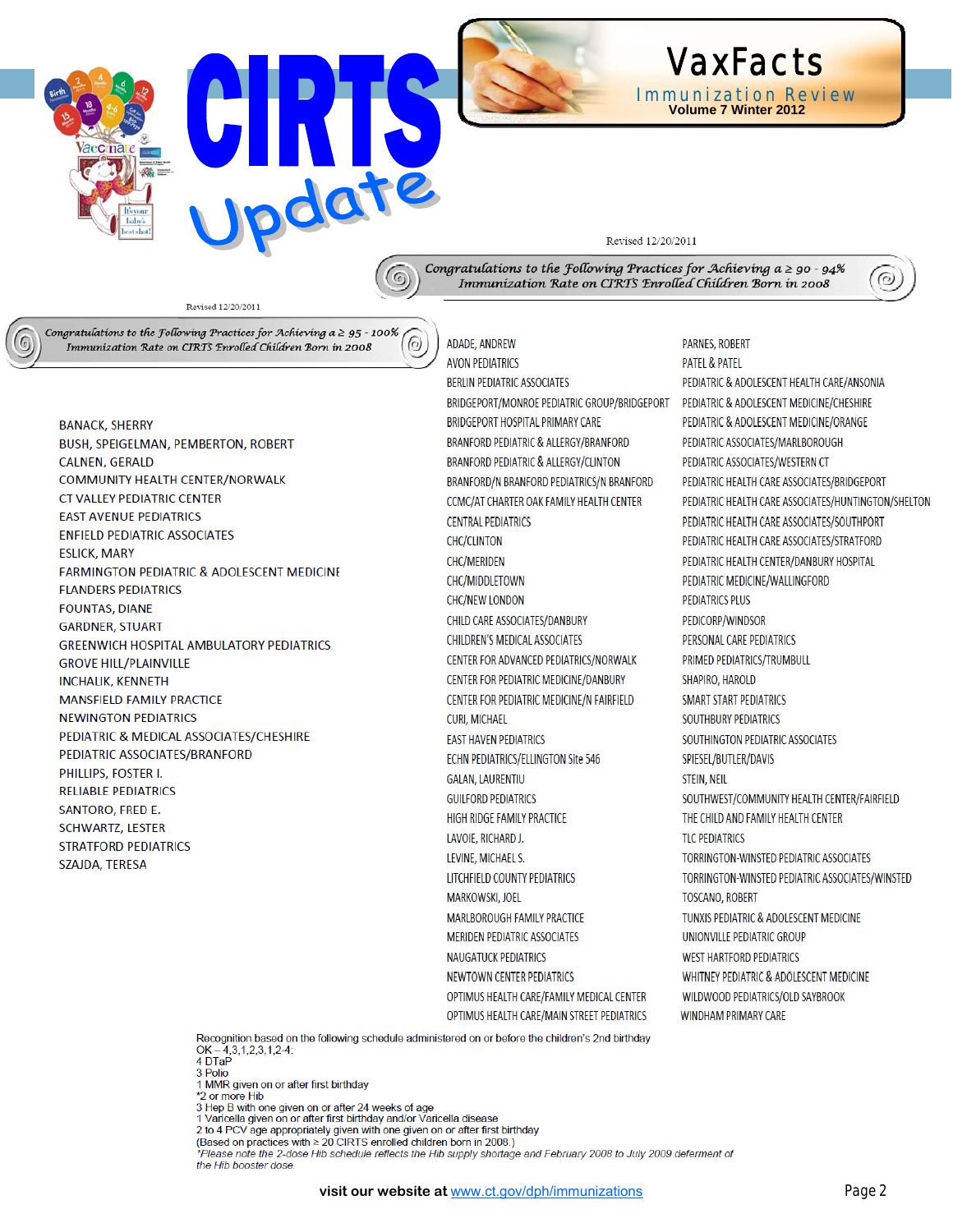# CIRTS Update

**VaxFacts**
Immunization Review
**Volume 7 Winter 2012**

Revised 12/20/2011

*Congratulations to the Following Practices for Achieving a ≥ 95 - 100% Immunization Rate on CIRTS Enrolled Children Born in 2008*

- BANACK, SHERRY
- BUSH, SPEIGELMAN, PEMBERTON, ROBERT
- CALNEN, GERALD
- COMMUNITY HEALTH CENTER/NORWALK
- CT VALLEY PEDIATRIC CENTER
- EAST AVENUE PEDIATRICS
- ENFIELD PEDIATRIC ASSOCIATES
- ESLICK, MARY
- FARMINGTON PEDIATRIC & ADOLESCENT MEDICINE
- FLANDERS PEDIATRICS
- FOUNTAS, DIANE
- GARDNER, STUART
- GREENWICH HOSPITAL AMBULATORY PEDIATRICS
- GROVE HILL/PLAINVILLE
- INCHALIK, KENNETH
- MANSFIELD FAMILY PRACTICE
- NEWINGTON PEDIATRICS
- PEDIATRIC & MEDICAL ASSOCIATES/CHESHIRE
- PEDIATRIC ASSOCIATES/BRANFORD
- PHILLIPS, FOSTER I.
- RELIABLE PEDIATRICS
- SANTORO, FRED E.
- SCHWARTZ, LESTER
- STRATFORD PEDIATRICS
- SZAJDA, TERESA

Revised 12/20/2011

*Congratulations to the Following Practices for Achieving a ≥ 90 - 94% Immunization Rate on CIRTS Enrolled Children Born in 2008*

- ADADE, ANDREW
- AVON PEDIATRICS
- BERLIN PEDIATRIC ASSOCIATES
- BRIDGEPORT/MONROE PEDIATRIC GROUP/BRIDGEPORT
- BRIDGEPORT HOSPITAL PRIMARY CARE
- BRANFORD PEDIATRIC & ALLERGY/BRANFORD
- BRANFORD PEDIATRIC & ALLERGY/CLINTON
- BRANFORD/N BRANFORD PEDIATRICS/N BRANFORD
- CCMC/AT CHARTER OAK FAMILY HEALTH CENTER
- CENTRAL PEDIATRICS
- CHC/CLINTON
- CHC/MERIDEN
- CHC/MIDDLETOWN
- CHC/NEW LONDON
- CHILD CARE ASSOCIATES/DANBURY
- CHILDREN'S MEDICAL ASSOCIATES
- CENTER FOR ADVANCED PEDIATRICS/NORWALK
- CENTER FOR PEDIATRIC MEDICINE/DANBURY
- CENTER FOR PEDIATRIC MEDICINE/N FAIRFIELD
- CURI, MICHAEL
- EAST HAVEN PEDIATRICS
- ECHN PEDIATRICS/ELLINGTON Site 546
- GALAN, LAURENTIU
- GUILFORD PEDIATRICS
- HIGH RIDGE FAMILY PRACTICE
- LAVOIE, RICHARD J.
- LEVINE, MICHAEL S.
- LITCHFIELD COUNTY PEDIATRICS
- MARKOWSKI, JOEL
- MARLBOROUGH FAMILY PRACTICE
- MERIDEN PEDIATRIC ASSOCIATES
- NAUGATUCK PEDIATRICS
- NEWTOWN CENTER PEDIATRICS
- OPTIMUS HEALTH CARE/FAMILY MEDICAL CENTER
- OPTIMUS HEALTH CARE/MAIN STREET PEDIATRICS
- PARNES, ROBERT
- PATEL & PATEL
- PEDIATRIC & ADOLESCENT HEALTH CARE/ANSONIA
- PEDIATRIC & ADOLESCENT MEDICINE/CHESHIRE
- PEDIATRIC & ADOLESCENT MEDICINE/ORANGE
- PEDIATRIC ASSOCIATES/MARLBOROUGH
- PEDIATRIC ASSOCIATES/WESTERN CT
- PEDIATRIC HEALTH CARE ASSOCIATES/BRIDGEPORT
- PEDIATRIC HEALTH CARE ASSOCIATES/HUNTINGTON/SHELTON
- PEDIATRIC HEALTH CARE ASSOCIATES/SOUTHPORT
- PEDIATRIC HEALTH CARE ASSOCIATES/STRATFORD
- PEDIATRIC HEALTH CENTER/DANBURY HOSPITAL
- PEDIATRIC MEDICINE/WALLINGFORD
- PEDIATRICS PLUS
- PEDICORP/WINDSOR
- PERSONAL CARE PEDIATRICS
- PRIMED PEDIATRICS/TRUMBULL
- SHAPIRO, HAROLD
- SMART START PEDIATRICS
- SOUTHBURY PEDIATRICS
- SOUTHINGTON PEDIATRIC ASSOCIATES
- SPIESEL/BUTLER/DAVIS
- STEIN, NEIL
- SOUTHWEST/COMMUNITY HEALTH CENTER/FAIRFIELD
- THE CHILD AND FAMILY HEALTH CENTER
- TLC PEDIATRICS
- TORRINGTON-WINSTED PEDIATRIC ASSOCIATES
- TORRINGTON-WINSTED PEDIATRIC ASSOCIATES/WINSTED
- TOSCANO, ROBERT
- TUNXIS PEDIATRIC & ADOLESCENT MEDICINE
- UNIONVILLE PEDIATRIC GROUP
- WEST HARTFORD PEDIATRICS
- WHITNEY PEDIATRIC & ADOLESCENT MEDICINE
- WILDWOOD PEDIATRICS/OLD SAYBROOK
- WINDHAM PRIMARY CARE

Recognition based on the following schedule administered on or before the children's 2nd birthday
OK – 4,3,1,2,3,1,2-4:
4 DTaP
3 Polio
1 MMR given on or after first birthday
*2 or more Hib
3 Hep B with one given on or after 24 weeks of age
1 Varicella given on or after first birthday and/or Varicella disease
2 to 4 PCV age appropriately given with one given on or after first birthday
(Based on practices with ≥ 20 CIRTS enrolled children born in 2008.)
*Please note the 2-dose Hib schedule reflects the Hib supply shortage and February 2008 to July 2009 deferment of the Hib booster dose.

**visit our website at** www.ct.gov/dph/immunizations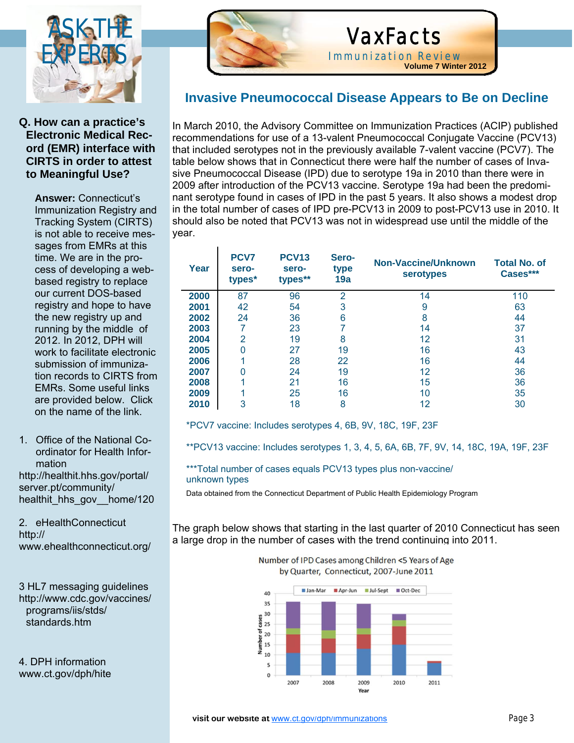# Invasive Pneumococcal Disease Appears to Be on Decline

In March 2010, the Advisory Committee on Immunization Practices (ACIP) published recommendations for use of a 13-valent Pneumococcal Conjugate Vaccine (PCV13) that included serotypes not in the previously available 7-valent vaccine (PCV7). The table below shows that in Connecticut there were half the number of cases of Invasive Pneumococcal Disease (IPD) due to serotype 19a in 2010 than there were in 2009 after introduction of the PCV13 vaccine. Serotype 19a had been the predominant serotype found in cases of IPD in the past 5 years. It also shows a modest drop in the total number of cases of IPD pre-PCV13 in 2009 to post-PCV13 use in 2010. It should also be noted that PCV13 was not in widespread use until the middle of the year.

| Year | PCV7 serotypes* | PCV13 serotypes** | Serotype 19a | Non-Vaccine/Unknown serotypes | Total No. of Cases*** |
|---|---|---|---|---|---|
| **2000** | 87 | 96 | 2 | 14 | 110 |
| **2001** | 42 | 54 | 3 | 9 | 63 |
| **2002** | 24 | 36 | 6 | 8 | 44 |
| **2003** | 7 | 23 | 7 | 14 | 37 |
| **2004** | 2 | 19 | 8 | 12 | 31 |
| **2005** | 0 | 27 | 19 | 16 | 43 |
| **2006** | 1 | 28 | 22 | 16 | 44 |
| **2007** | 0 | 24 | 19 | 12 | 36 |
| **2008** | 1 | 21 | 16 | 15 | 36 |
| **2009** | 1 | 25 | 16 | 10 | 35 |
| **2010** | 3 | 18 | 8 | 12 | 30 |

*PCV7 vaccine: Includes serotypes 4, 6B, 9V, 18C, 19F, 23F

**PCV13 vaccine: Includes serotypes 1, 3, 4, 5, 6A, 6B, 7F, 9V, 14, 18C, 19A, 19F, 23F

***Total number of cases equals PCV13 types plus non-vaccine/ unknown types

Data obtained from the Connecticut Department of Public Health Epidemiology Program

The graph below shows that starting in the last quarter of 2010 Connecticut has seen a large drop in the number of cases with the trend continuing into 2011.

Number of IPD Cases among Children <5 Years of Age by Quarter, Connecticut, 2007-June 2011

## ASK THE EXPERTS

**Q. How can a practice's Electronic Medical Record (EMR) interface with CIRTS in order to attest to Meaningful Use?**

**Answer:** Connecticut's Immunization Registry and Tracking System (CIRTS) is not able to receive messages from EMRs at this time. We are in the process of developing a web-based registry to replace our current DOS-based registry and hope to have the new registry up and running by the middle of 2012. In 2012, DPH will work to facilitate electronic submission of immunization records to CIRTS from EMRs. Some useful links are provided below. Click on the name of the link.

1. Office of the National Coordinator for Health Information
http://healthit.hhs.gov/portal/server.pt/community/healthit_hhs_gov__home/120

2. eHealthConnecticut
http://www.ehealthconnecticut.org/

3 HL7 messaging guidelines
http://www.cdc.gov/vaccines/programs/iis/stds/standards.htm

4. DPH information
www.ct.gov/dph/hite

**visit our website at** www.ct.gov/dph/immunizations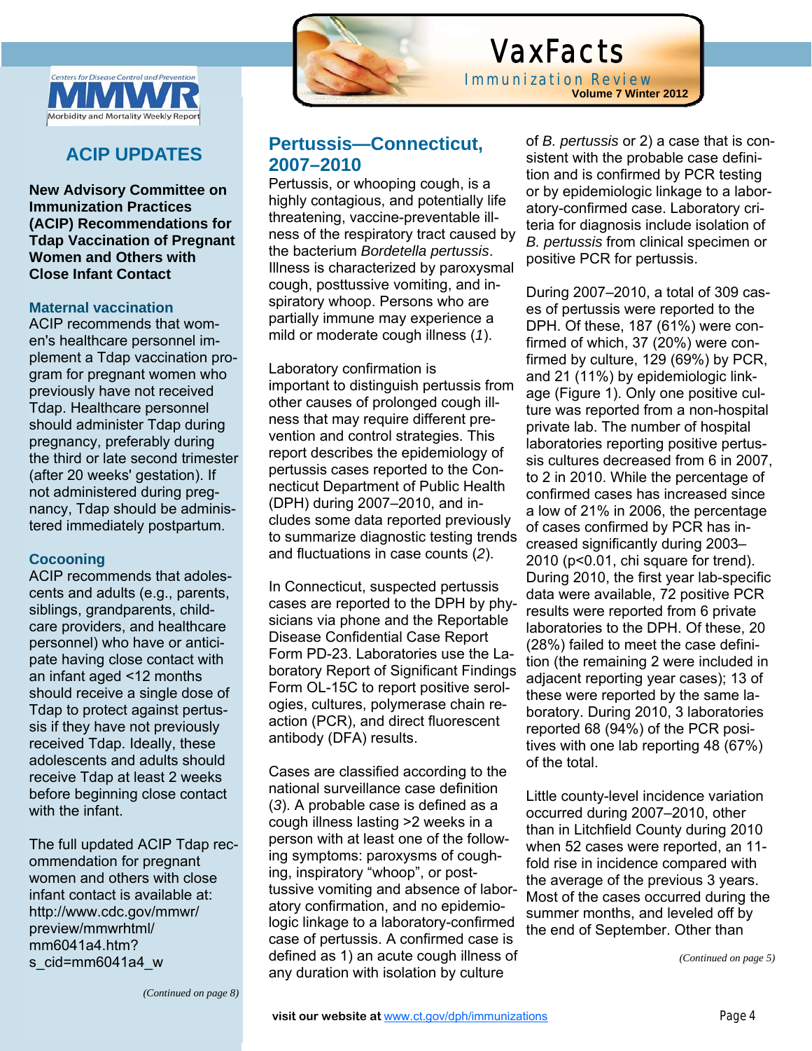## ACIP UPDATES

**New Advisory Committee on Immunization Practices (ACIP) Recommendations for Tdap Vaccination of Pregnant Women and Others with Close Infant Contact**

### Maternal vaccination

ACIP recommends that women's healthcare personnel implement a Tdap vaccination program for pregnant women who previously have not received Tdap. Healthcare personnel should administer Tdap during pregnancy, preferably during the third or late second trimester (after 20 weeks' gestation). If not administered during pregnancy, Tdap should be administered immediately postpartum.

### Cocooning

ACIP recommends that adolescents and adults (e.g., parents, siblings, grandparents, childcare providers, and healthcare personnel) who have or anticipate having close contact with an infant aged <12 months should receive a single dose of Tdap to protect against pertussis if they have not previously received Tdap. Ideally, these adolescents and adults should receive Tdap at least 2 weeks before beginning close contact with the infant.

The full updated ACIP Tdap recommendation for pregnant women and others with close infant contact is available at: http://www.cdc.gov/mmwr/preview/mmwrhtml/mm6041a4.htm?s_cid=mm6041a4_w

*(Continued on page 8)*

## Pertussis—Connecticut, 2007–2010

Pertussis, or whooping cough, is a highly contagious, and potentially life threatening, vaccine-preventable illness of the respiratory tract caused by the bacterium *Bordetella pertussis*. Illness is characterized by paroxysmal cough, posttussive vomiting, and inspiratory whoop. Persons who are partially immune may experience a mild or moderate cough illness (*1*).

Laboratory confirmation is important to distinguish pertussis from other causes of prolonged cough illness that may require different prevention and control strategies. This report describes the epidemiology of pertussis cases reported to the Connecticut Department of Public Health (DPH) during 2007–2010, and includes some data reported previously to summarize diagnostic testing trends and fluctuations in case counts (*2*).

In Connecticut, suspected pertussis cases are reported to the DPH by physicians via phone and the Reportable Disease Confidential Case Report Form PD-23. Laboratories use the Laboratory Report of Significant Findings Form OL-15C to report positive serologies, cultures, polymerase chain reaction (PCR), and direct fluorescent antibody (DFA) results.

Cases are classified according to the national surveillance case definition (*3*). A probable case is defined as a cough illness lasting >2 weeks in a person with at least one of the following symptoms: paroxysms of coughing, inspiratory "whoop", or posttussive vomiting and absence of laboratory confirmation, and no epidemiologic linkage to a laboratory-confirmed case of pertussis. A confirmed case is defined as 1) an acute cough illness of any duration with isolation by culture of *B. pertussis* or 2) a case that is consistent with the probable case definition and is confirmed by PCR testing or by epidemiologic linkage to a laboratory-confirmed case. Laboratory criteria for diagnosis include isolation of *B. pertussis* from clinical specimen or positive PCR for pertussis.

During 2007–2010, a total of 309 cases of pertussis were reported to the DPH. Of these, 187 (61%) were confirmed of which, 37 (20%) were confirmed by culture, 129 (69%) by PCR, and 21 (11%) by epidemiologic linkage (Figure 1). Only one positive culture was reported from a non-hospital private lab. The number of hospital laboratories reporting positive pertussis cultures decreased from 6 in 2007, to 2 in 2010. While the percentage of confirmed cases has increased since a low of 21% in 2006, the percentage of cases confirmed by PCR has increased significantly during 2003–2010 ($p<0.01$, chi square for trend). During 2010, the first year lab-specific data were available, 72 positive PCR results were reported from 6 private laboratories to the DPH. Of these, 20 (28%) failed to meet the case definition (the remaining 2 were included in adjacent reporting year cases); 13 of these were reported by the same laboratory. During 2010, 3 laboratories reported 68 (94%) of the PCR positives with one lab reporting 48 (67%) of the total.

Little county-level incidence variation occurred during 2007–2010, other than in Litchfield County during 2010 when 52 cases were reported, an 11-fold rise in incidence compared with the average of the previous 3 years. Most of the cases occurred during the summer months, and leveled off by the end of September. Other than

*(Continued on page 5)*

**visit our website at** www.ct.gov/dph/immunizations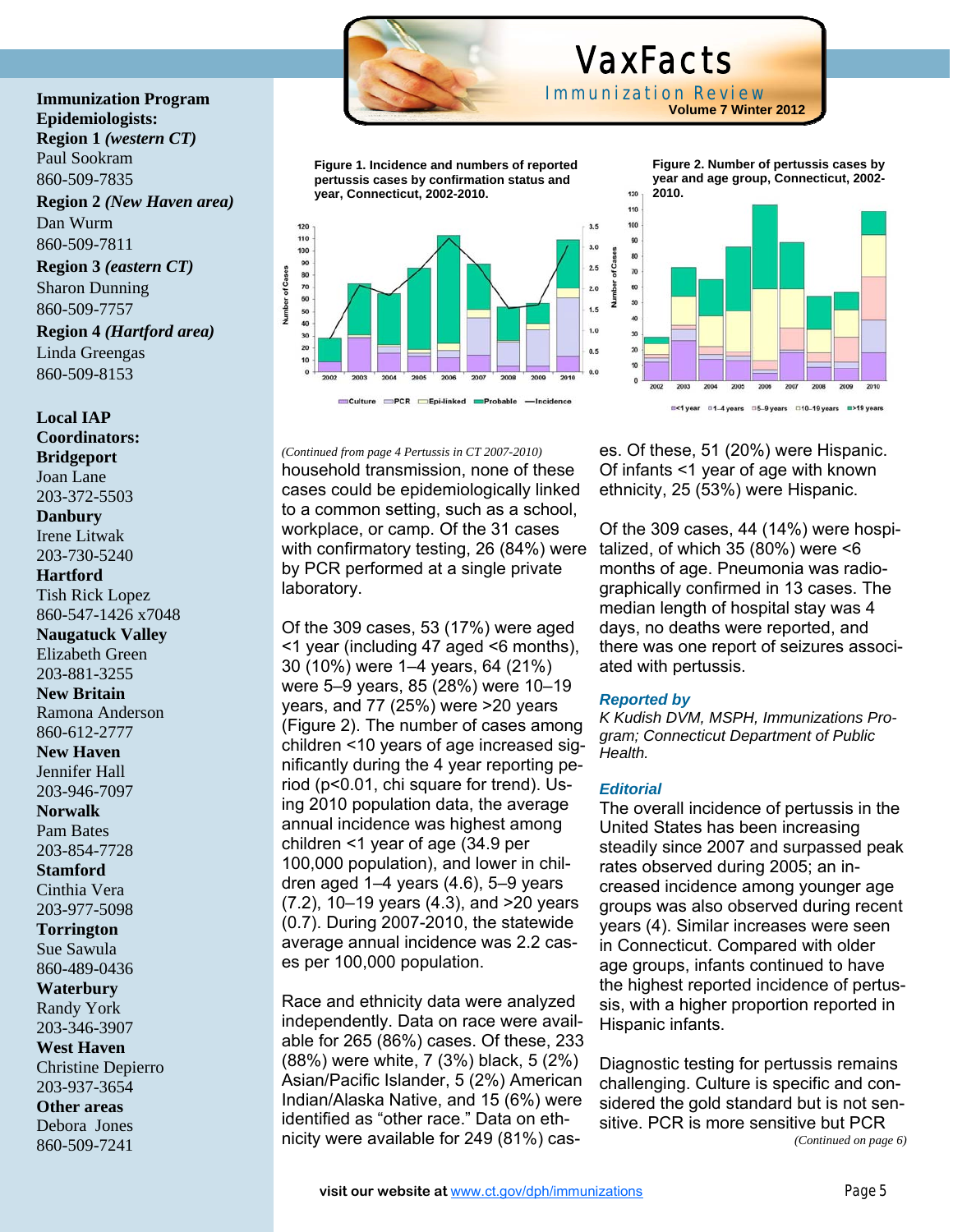**Immunization Program Epidemiologists:**

**Region 1** ***(western CT)***
Paul Sookram
860-509-7835

**Region 2** ***(New Haven area)***
Dan Wurm
860-509-7811

**Region 3** ***(eastern CT)***
Sharon Dunning
860-509-7757

**Region 4** ***(Hartford area)***
Linda Greengas
860-509-8153

**Local IAP Coordinators:**

**Bridgeport**
Joan Lane
203-372-5503

**Danbury**
Irene Litwak
203-730-5240

**Hartford**
Tish Rick Lopez
860-547-1426 x7048

**Naugatuck Valley**
Elizabeth Green
203-881-3255

**New Britain**
Ramona Anderson
860-612-2777

**New Haven**
Jennifer Hall
203-946-7097

**Norwalk**
Pam Bates
203-854-7728

**Stamford**
Cinthia Vera
203-977-5098

**Torrington**
Sue Sawula
860-489-0436

**Waterbury**
Randy York
203-346-3907

**West Haven**
Christine Depierro
203-937-3654

**Other areas**
Debora Jones
860-509-7241

**Figure 1. Incidence and numbers of reported pertussis cases by confirmation status and year, Connecticut, 2002-2010.**

**Figure 2. Number of pertussis cases by year and age group, Connecticut, 2002-2010.**

*(Continued from page 4 Pertussis in CT 2007-2010)*

household transmission, none of these cases could be epidemiologically linked to a common setting, such as a school, workplace, or camp. Of the 31 cases with confirmatory testing, 26 (84%) were by PCR performed at a single private laboratory.

Of the 309 cases, 53 (17%) were aged <1 year (including 47 aged <6 months), 30 (10%) were 1–4 years, 64 (21%) were 5–9 years, 85 (28%) were 10–19 years, and 77 (25%) were >20 years (Figure 2). The number of cases among children <10 years of age increased significantly during the 4 year reporting period ($p<0.01$, chi square for trend). Using 2010 population data, the average annual incidence was highest among children <1 year of age (34.9 per 100,000 population), and lower in children aged 1–4 years (4.6), 5–9 years (7.2), 10–19 years (4.3), and >20 years (0.7). During 2007-2010, the statewide average annual incidence was 2.2 cases per 100,000 population.

Race and ethnicity data were analyzed independently. Data on race were available for 265 (86%) cases. Of these, 233 (88%) were white, 7 (3%) black, 5 (2%) Asian/Pacific Islander, 5 (2%) American Indian/Alaska Native, and 15 (6%) were identified as "other race." Data on ethnicity were available for 249 (81%) cases. Of these, 51 (20%) were Hispanic. Of infants <1 year of age with known ethnicity, 25 (53%) were Hispanic.

Of the 309 cases, 44 (14%) were hospitalized, of which 35 (80%) were <6 months of age. Pneumonia was radiographically confirmed in 13 cases. The median length of hospital stay was 4 days, no deaths were reported, and there was one report of seizures associated with pertussis.

***Reported by***

*K Kudish DVM, MSPH, Immunizations Program; Connecticut Department of Public Health.*

***Editorial***

The overall incidence of pertussis in the United States has been increasing steadily since 2007 and surpassed peak rates observed during 2005; an increased incidence among younger age groups was also observed during recent years (4). Similar increases were seen in Connecticut. Compared with older age groups, infants continued to have the highest reported incidence of pertussis, with a higher proportion reported in Hispanic infants.

Diagnostic testing for pertussis remains challenging. Culture is specific and considered the gold standard but is not sensitive. PCR is more sensitive but PCR

*(Continued on page 6)*

**visit our website at** www.ct.gov/dph/immunizations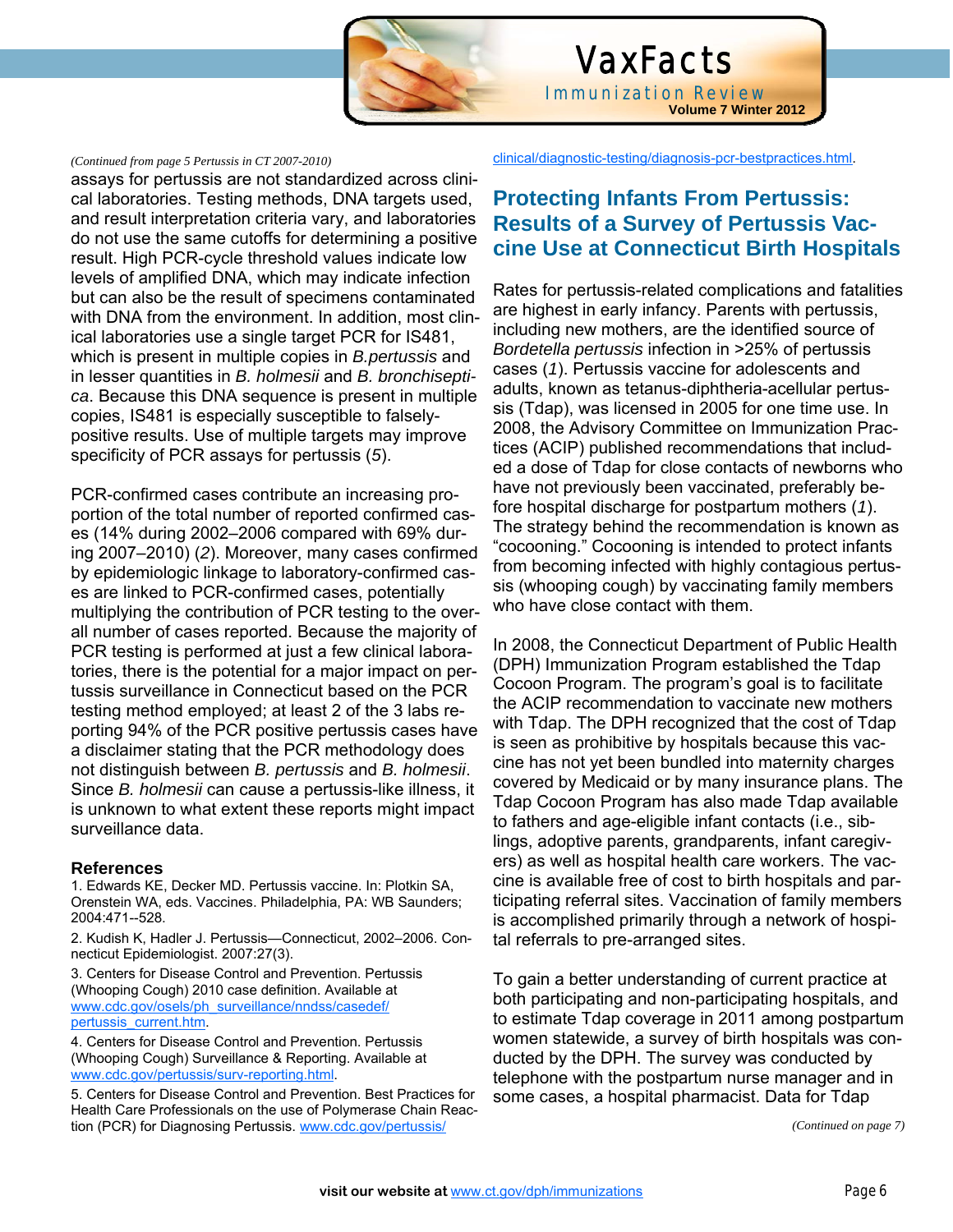*(Continued from page 5 Pertussis in CT 2007-2010)*

assays for pertussis are not standardized across clinical laboratories. Testing methods, DNA targets used, and result interpretation criteria vary, and laboratories do not use the same cutoffs for determining a positive result. High PCR-cycle threshold values indicate low levels of amplified DNA, which may indicate infection but can also be the result of specimens contaminated with DNA from the environment. In addition, most clinical laboratories use a single target PCR for IS481, which is present in multiple copies in *B.pertussis* and in lesser quantities in *B. holmesii* and *B. bronchiseptica*. Because this DNA sequence is present in multiple copies, IS481 is especially susceptible to falsely-positive results. Use of multiple targets may improve specificity of PCR assays for pertussis (*5*).

PCR-confirmed cases contribute an increasing proportion of the total number of reported confirmed cases (14% during 2002–2006 compared with 69% during 2007–2010) (*2*). Moreover, many cases confirmed by epidemiologic linkage to laboratory-confirmed cases are linked to PCR-confirmed cases, potentially multiplying the contribution of PCR testing to the overall number of cases reported. Because the majority of PCR testing is performed at just a few clinical laboratories, there is the potential for a major impact on pertussis surveillance in Connecticut based on the PCR testing method employed; at least 2 of the 3 labs reporting 94% of the PCR positive pertussis cases have a disclaimer stating that the PCR methodology does not distinguish between *B. pertussis* and *B. holmesii*. Since *B. holmesii* can cause a pertussis-like illness, it is unknown to what extent these reports might impact surveillance data.

### References

1. Edwards KE, Decker MD. Pertussis vaccine. In: Plotkin SA, Orenstein WA, eds. Vaccines. Philadelphia, PA: WB Saunders; 2004:471--528.
2. Kudish K, Hadler J. Pertussis—Connecticut, 2002–2006. Connecticut Epidemiologist. 2007:27(3).
3. Centers for Disease Control and Prevention. Pertussis (Whooping Cough) 2010 case definition. Available at www.cdc.gov/osels/ph_surveillance/nndss/casedef/pertussis_current.htm.
4. Centers for Disease Control and Prevention. Pertussis (Whooping Cough) Surveillance & Reporting. Available at www.cdc.gov/pertussis/surv-reporting.html.
5. Centers for Disease Control and Prevention. Best Practices for Health Care Professionals on the use of Polymerase Chain Reaction (PCR) for Diagnosing Pertussis. www.cdc.gov/pertussis/clinical/diagnostic-testing/diagnosis-pcr-bestpractices.html.

## Protecting Infants From Pertussis: Results of a Survey of Pertussis Vaccine Use at Connecticut Birth Hospitals

Rates for pertussis-related complications and fatalities are highest in early infancy. Parents with pertussis, including new mothers, are the identified source of *Bordetella pertussis* infection in >25% of pertussis cases (*1*). Pertussis vaccine for adolescents and adults, known as tetanus-diphtheria-acellular pertussis (Tdap), was licensed in 2005 for one time use. In 2008, the Advisory Committee on Immunization Practices (ACIP) published recommendations that included a dose of Tdap for close contacts of newborns who have not previously been vaccinated, preferably before hospital discharge for postpartum mothers (*1*). The strategy behind the recommendation is known as "cocooning." Cocooning is intended to protect infants from becoming infected with highly contagious pertussis (whooping cough) by vaccinating family members who have close contact with them.

In 2008, the Connecticut Department of Public Health (DPH) Immunization Program established the Tdap Cocoon Program. The program's goal is to facilitate the ACIP recommendation to vaccinate new mothers with Tdap. The DPH recognized that the cost of Tdap is seen as prohibitive by hospitals because this vaccine has not yet been bundled into maternity charges covered by Medicaid or by many insurance plans. The Tdap Cocoon Program has also made Tdap available to fathers and age-eligible infant contacts (i.e., siblings, adoptive parents, grandparents, infant caregivers) as well as hospital health care workers. The vaccine is available free of cost to birth hospitals and participating referral sites. Vaccination of family members is accomplished primarily through a network of hospital referrals to pre-arranged sites.

To gain a better understanding of current practice at both participating and non-participating hospitals, and to estimate Tdap coverage in 2011 among postpartum women statewide, a survey of birth hospitals was conducted by the DPH. The survey was conducted by telephone with the postpartum nurse manager and in some cases, a hospital pharmacist. Data for Tdap

*(Continued on page 7)*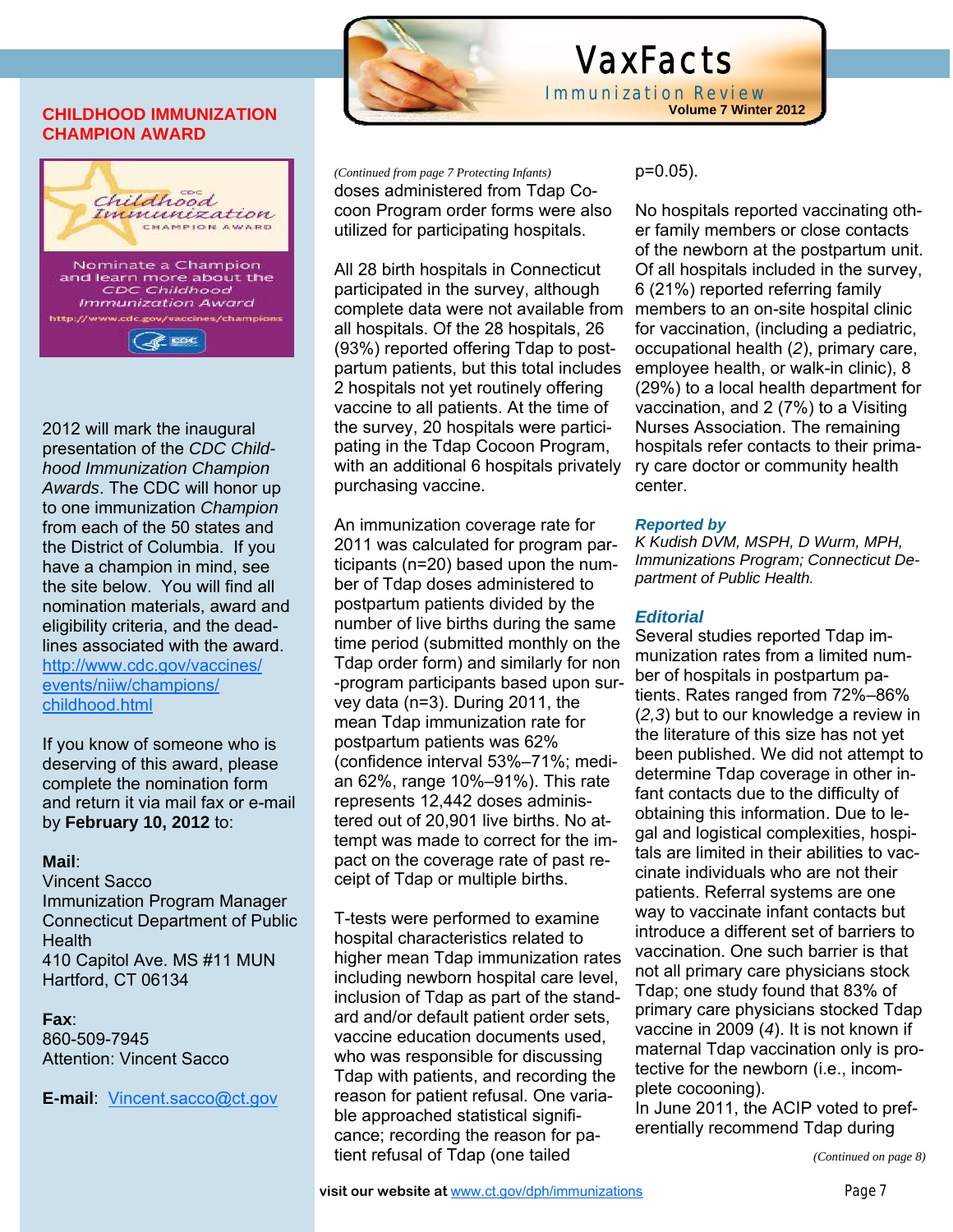## CHILDHOOD IMMUNIZATION CHAMPION AWARD

CDC Childhood Immunization CHAMPION AWARD

Nominate a Champion and learn more about the CDC Childhood Immunization Award

http://www.cdc.gov/vaccines/champions

2012 will mark the inaugural presentation of the *CDC Childhood Immunization Champion Awards*. The CDC will honor up to one immunization *Champion* from each of the 50 states and the District of Columbia. If you have a champion in mind, see the site below. You will find all nomination materials, award and eligibility criteria, and the deadlines associated with the award. [http://www.cdc.gov/vaccines/events/niiw/champions/childhood.html](http://www.cdc.gov/vaccines/events/niiw/champions/childhood.html)

If you know of someone who is deserving of this award, please complete the nomination form and return it via mail fax or e-mail by **February 10, 2012** to:

**Mail**:
Vincent Sacco
Immunization Program Manager
Connecticut Department of Public Health
410 Capitol Ave. MS #11 MUN
Hartford, CT 06134

**Fax**:
860-509-7945
Attention: Vincent Sacco

**E-mail**: [Vincent.sacco@ct.gov](mailto:Vincent.sacco@ct.gov)

---

*(Continued from page 7 Protecting Infants)*

doses administered from Tdap Cocoon Program order forms were also utilized for participating hospitals.

All 28 birth hospitals in Connecticut participated in the survey, although complete data were not available from all hospitals. Of the 28 hospitals, 26 (93%) reported offering Tdap to postpartum patients, but this total includes 2 hospitals not yet routinely offering vaccine to all patients. At the time of the survey, 20 hospitals were participating in the Tdap Cocoon Program, with an additional 6 hospitals privately purchasing vaccine.

An immunization coverage rate for 2011 was calculated for program participants (n=20) based upon the number of Tdap doses administered to postpartum patients divided by the number of live births during the same time period (submitted monthly on the Tdap order form) and similarly for non-program participants based upon survey data (n=3). During 2011, the mean Tdap immunization rate for postpartum patients was 62% (confidence interval 53%–71%; median 62%, range 10%–91%). This rate represents 12,442 doses administered out of 20,901 live births. No attempt was made to correct for the impact on the coverage rate of past receipt of Tdap or multiple births.

T-tests were performed to examine hospital characteristics related to higher mean Tdap immunization rates including newborn hospital care level, inclusion of Tdap as part of the standard and/or default patient order sets, vaccine education documents used, who was responsible for discussing Tdap with patients, and recording the reason for patient refusal. One variable approached statistical significance; recording the reason for patient refusal of Tdap (one tailed p=0.05).

No hospitals reported vaccinating other family members or close contacts of the newborn at the postpartum unit. Of all hospitals included in the survey, 6 (21%) reported referring family members to an on-site hospital clinic for vaccination, (including a pediatric, occupational health (*2*), primary care, employee health, or walk-in clinic), 8 (29%) to a local health department for vaccination, and 2 (7%) to a Visiting Nurses Association. The remaining hospitals refer contacts to their primary care doctor or community health center.

***Reported by***
*K Kudish DVM, MSPH, D Wurm, MPH, Immunizations Program; Connecticut Department of Public Health.*

### *Editorial*

Several studies reported Tdap immunization rates from a limited number of hospitals in postpartum patients. Rates ranged from 72%–86% (*2,3*) but to our knowledge a review in the literature of this size has not yet been published. We did not attempt to determine Tdap coverage in other infant contacts due to the difficulty of obtaining this information. Due to legal and logistical complexities, hospitals are limited in their abilities to vaccinate individuals who are not their patients. Referral systems are one way to vaccinate infant contacts but introduce a different set of barriers to vaccination. One such barrier is that not all primary care physicians stock Tdap; one study found that 83% of primary care physicians stocked Tdap vaccine in 2009 (*4*). It is not known if maternal Tdap vaccination only is protective for the newborn (i.e., incomplete cocooning).
In June 2011, the ACIP voted to preferentially recommend Tdap during

*(Continued on page 8)*

**visit our website at** [www.ct.gov/dph/immunizations](http://www.ct.gov/dph/immunizations)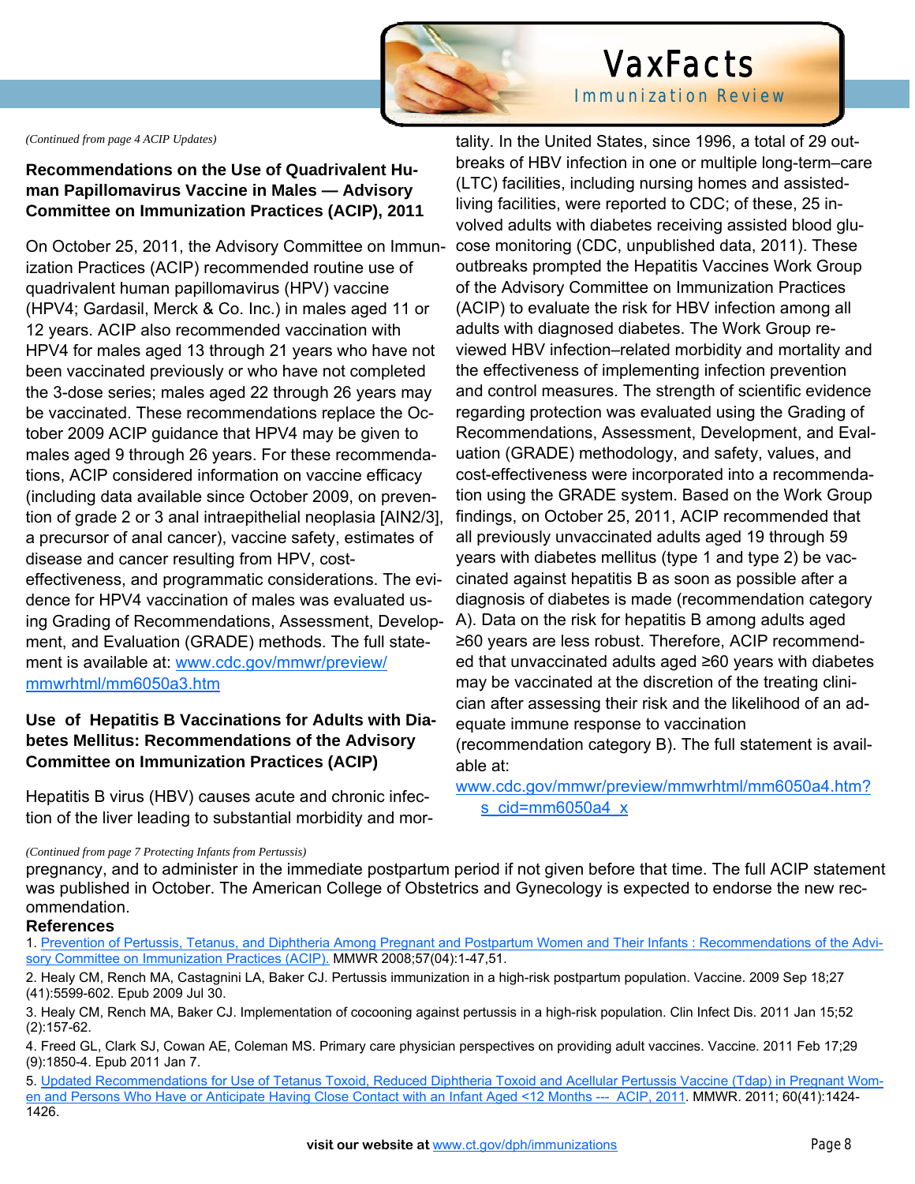*(Continued from page 4 ACIP Updates)*

### Recommendations on the Use of Quadrivalent Human Papillomavirus Vaccine in Males — Advisory Committee on Immunization Practices (ACIP), 2011

On October 25, 2011, the Advisory Committee on Immunization Practices (ACIP) recommended routine use of quadrivalent human papillomavirus (HPV) vaccine (HPV4; Gardasil, Merck & Co. Inc.) in males aged 11 or 12 years. ACIP also recommended vaccination with HPV4 for males aged 13 through 21 years who have not been vaccinated previously or who have not completed the 3-dose series; males aged 22 through 26 years may be vaccinated. These recommendations replace the October 2009 ACIP guidance that HPV4 may be given to males aged 9 through 26 years. For these recommendations, ACIP considered information on vaccine efficacy (including data available since October 2009, on prevention of grade 2 or 3 anal intraepithelial neoplasia [AIN2/3], a precursor of anal cancer), vaccine safety, estimates of disease and cancer resulting from HPV, cost-effectiveness, and programmatic considerations. The evidence for HPV4 vaccination of males was evaluated using Grading of Recommendations, Assessment, Development, and Evaluation (GRADE) methods. The full statement is available at: [www.cdc.gov/mmwr/preview/mmwrhtml/mm6050a3.htm](www.cdc.gov/mmwr/preview/mmwrhtml/mm6050a3.htm)

### Use of Hepatitis B Vaccinations for Adults with Diabetes Mellitus: Recommendations of the Advisory Committee on Immunization Practices (ACIP)

Hepatitis B virus (HBV) causes acute and chronic infection of the liver leading to substantial morbidity and mortality. In the United States, since 1996, a total of 29 outbreaks of HBV infection in one or multiple long-term–care (LTC) facilities, including nursing homes and assisted-living facilities, were reported to CDC; of these, 25 involved adults with diabetes receiving assisted blood glucose monitoring (CDC, unpublished data, 2011). These outbreaks prompted the Hepatitis Vaccines Work Group of the Advisory Committee on Immunization Practices (ACIP) to evaluate the risk for HBV infection among all adults with diagnosed diabetes. The Work Group reviewed HBV infection–related morbidity and mortality and the effectiveness of implementing infection prevention and control measures. The strength of scientific evidence regarding protection was evaluated using the Grading of Recommendations, Assessment, Development, and Evaluation (GRADE) methodology, and safety, values, and cost-effectiveness were incorporated into a recommendation using the GRADE system. Based on the Work Group findings, on October 25, 2011, ACIP recommended that all previously unvaccinated adults aged 19 through 59 years with diabetes mellitus (type 1 and type 2) be vaccinated against hepatitis B as soon as possible after a diagnosis of diabetes is made (recommendation category A). Data on the risk for hepatitis B among adults aged ≥60 years are less robust. Therefore, ACIP recommended that unvaccinated adults aged ≥60 years with diabetes may be vaccinated at the discretion of the treating clinician after assessing their risk and the likelihood of an adequate immune response to vaccination (recommendation category B). The full statement is available at: [www.cdc.gov/mmwr/preview/mmwrhtml/mm6050a4.htm?s_cid=mm6050a4_x](www.cdc.gov/mmwr/preview/mmwrhtml/mm6050a4.htm?s_cid=mm6050a4_x)

*(Continued from page 7 Protecting Infants from Pertussis)*

pregnancy, and to administer in the immediate postpartum period if not given before that time. The full ACIP statement was published in October. The American College of Obstetrics and Gynecology is expected to endorse the new recommendation.

**References**

1. Prevention of Pertussis, Tetanus, and Diphtheria Among Pregnant and Postpartum Women and Their Infants : Recommendations of the Advisory Committee on Immunization Practices (ACIP). MMWR 2008;57(04):1-47,51.
2. Healy CM, Rench MA, Castagnini LA, Baker CJ. Pertussis immunization in a high-risk postpartum population. Vaccine. 2009 Sep 18;27 (41):5599-602. Epub 2009 Jul 30.
3. Healy CM, Rench MA, Baker CJ. Implementation of cocooning against pertussis in a high-risk population. Clin Infect Dis. 2011 Jan 15;52 (2):157-62.
4. Freed GL, Clark SJ, Cowan AE, Coleman MS. Primary care physician perspectives on providing adult vaccines. Vaccine. 2011 Feb 17;29 (9):1850-4. Epub 2011 Jan 7.
5. Updated Recommendations for Use of Tetanus Toxoid, Reduced Diphtheria Toxoid and Acellular Pertussis Vaccine (Tdap) in Pregnant Women and Persons Who Have or Anticipate Having Close Contact with an Infant Aged <12 Months --- ACIP, 2011. MMWR. 2011; 60(41):1424-1426.

**visit our website at** [www.ct.gov/dph/immunizations](www.ct.gov/dph/immunizations)